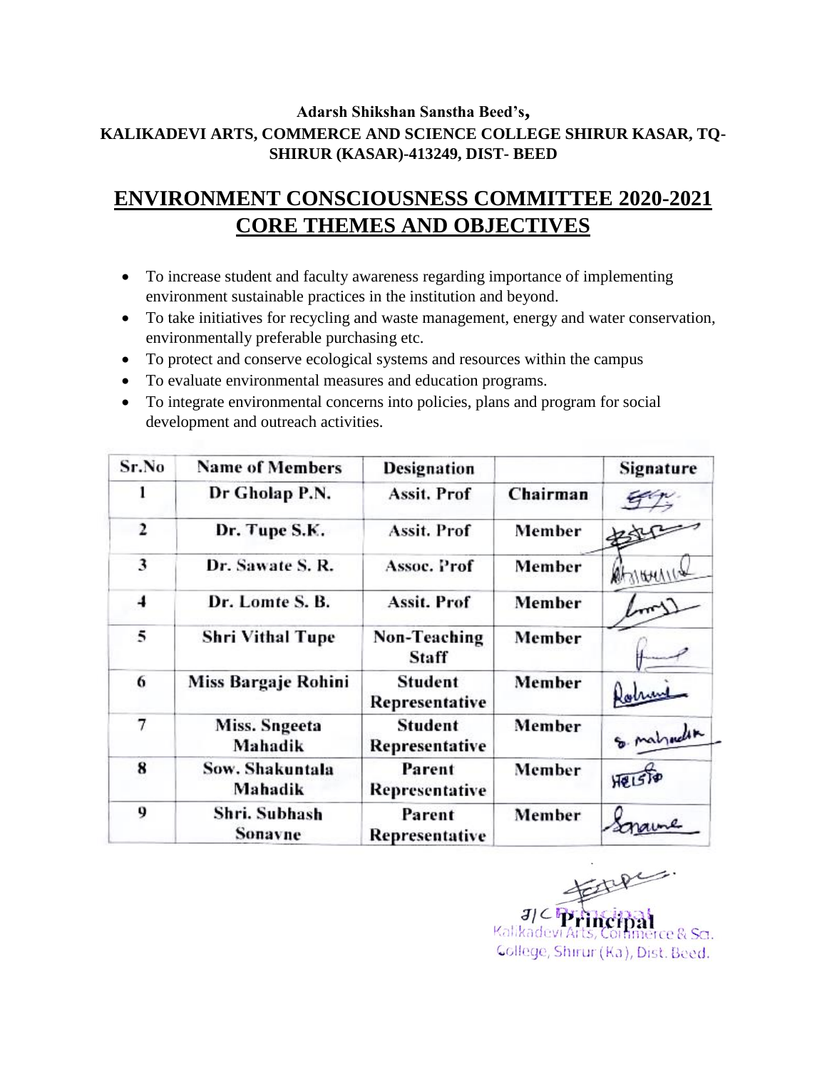**Adarsh Shikshan Sanstha Beed's,**
**KALIKADEVI ARTS, COMMERCE AND SCIENCE COLLEGE SHIRUR KASAR, TQ-SHIRUR (KASAR)-413249, DIST- BEED**

# ENVIRONMENT CONSCIOUSNESS COMMITTEE 2020-2021
# CORE THEMES AND OBJECTIVES

- To increase student and faculty awareness regarding importance of implementing environment sustainable practices in the institution and beyond.
- To take initiatives for recycling and waste management, energy and water conservation, environmentally preferable purchasing etc.
- To protect and conserve ecological systems and resources within the campus
- To evaluate environmental measures and education programs.
- To integrate environmental concerns into policies, plans and program for social development and outreach activities.

| Sr.No | Name of Members | Designation | | Signature |
|---|---|---|---|---|
| 1 | Dr Gholap P.N. | Assit. Prof | Chairman | |
| 2 | Dr. Tupe S.K. | Assit. Prof | Member | |
| 3 | Dr. Sawate S. R. | Assoc. Prof | Member | |
| 4 | Dr. Lomte S. B. | Assit. Prof | Member | |
| 5 | Shri Vithal Tupe | Non-Teaching Staff | Member | |
| 6 | Miss Bargaje Rohini | Student Representative | Member | Rohini |
| 7 | Miss. Sngeeta Mahadik | Student Representative | Member | S. Mahadik |
| 8 | Sow. Shakuntala Mahadik | Parent Representative | Member | |
| 9 | Shri. Subhash Sonavne | Parent Representative | Member | Sonawne |

I/C Principal
Kalikadevi Arts, Commerce & Sci.
College, Shirur (Ka), Dist. Beed.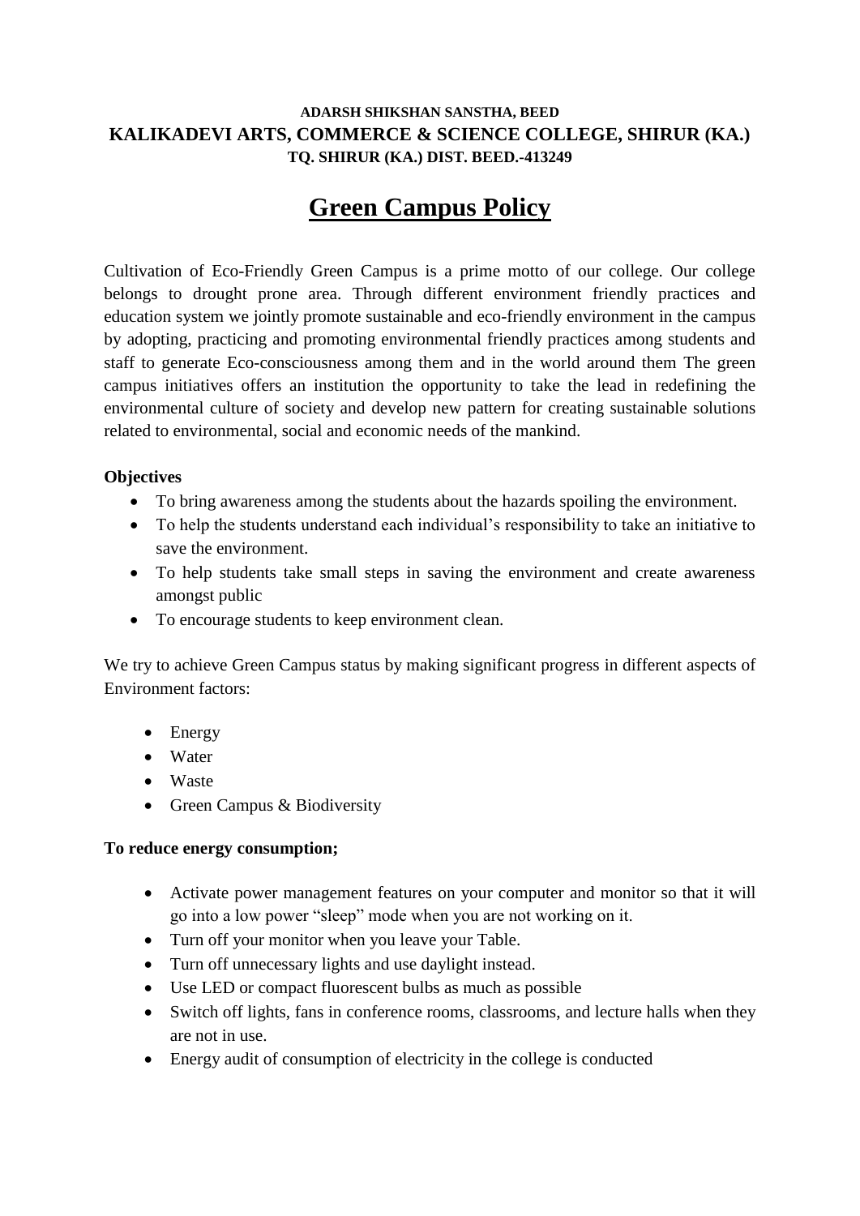**ADARSH SHIKSHAN SANSTHA, BEED**

**KALIKADEVI ARTS, COMMERCE & SCIENCE COLLEGE, SHIRUR (KA.)**

**TQ. SHIRUR (KA.) DIST. BEED.-413249**

# Green Campus Policy

Cultivation of Eco-Friendly Green Campus is a prime motto of our college. Our college belongs to drought prone area. Through different environment friendly practices and education system we jointly promote sustainable and eco-friendly environment in the campus by adopting, practicing and promoting environmental friendly practices among students and staff to generate Eco-consciousness among them and in the world around them The green campus initiatives offers an institution the opportunity to take the lead in redefining the environmental culture of society and develop new pattern for creating sustainable solutions related to environmental, social and economic needs of the mankind.

**Objectives**

- To bring awareness among the students about the hazards spoiling the environment.
- To help the students understand each individual's responsibility to take an initiative to save the environment.
- To help students take small steps in saving the environment and create awareness amongst public
- To encourage students to keep environment clean.

We try to achieve Green Campus status by making significant progress in different aspects of Environment factors:

- Energy
- Water
- Waste
- Green Campus & Biodiversity

**To reduce energy consumption;**

- Activate power management features on your computer and monitor so that it will go into a low power "sleep" mode when you are not working on it.
- Turn off your monitor when you leave your Table.
- Turn off unnecessary lights and use daylight instead.
- Use LED or compact fluorescent bulbs as much as possible
- Switch off lights, fans in conference rooms, classrooms, and lecture halls when they are not in use.
- Energy audit of consumption of electricity in the college is conducted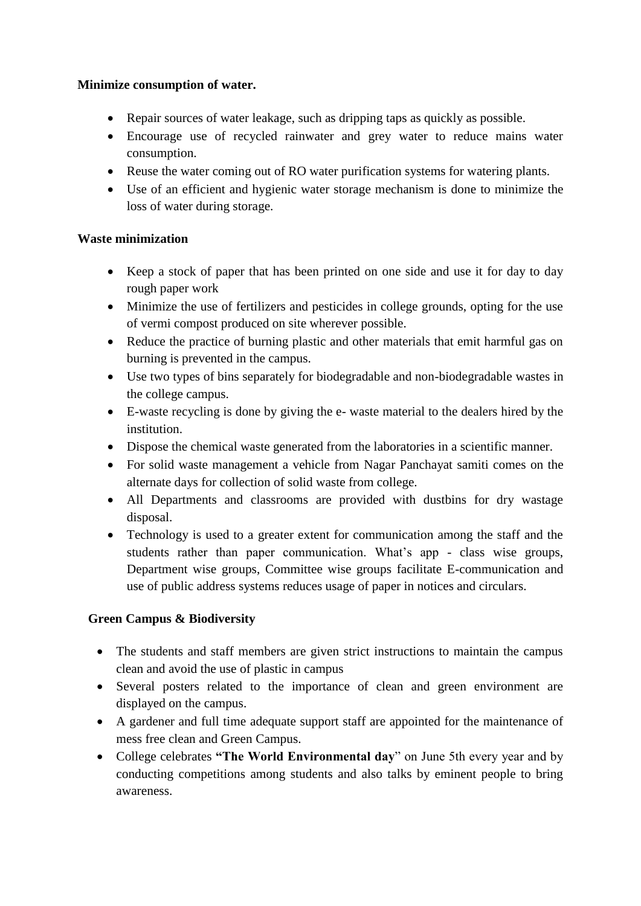**Minimize consumption of water.**

- Repair sources of water leakage, such as dripping taps as quickly as possible.
- Encourage use of recycled rainwater and grey water to reduce mains water consumption.
- Reuse the water coming out of RO water purification systems for watering plants.
- Use of an efficient and hygienic water storage mechanism is done to minimize the loss of water during storage.

**Waste minimization**

- Keep a stock of paper that has been printed on one side and use it for day to day rough paper work
- Minimize the use of fertilizers and pesticides in college grounds, opting for the use of vermi compost produced on site wherever possible.
- Reduce the practice of burning plastic and other materials that emit harmful gas on burning is prevented in the campus.
- Use two types of bins separately for biodegradable and non-biodegradable wastes in the college campus.
- E-waste recycling is done by giving the e- waste material to the dealers hired by the institution.
- Dispose the chemical waste generated from the laboratories in a scientific manner.
- For solid waste management a vehicle from Nagar Panchayat samiti comes on the alternate days for collection of solid waste from college.
- All Departments and classrooms are provided with dustbins for dry wastage disposal.
- Technology is used to a greater extent for communication among the staff and the students rather than paper communication. What's app - class wise groups, Department wise groups, Committee wise groups facilitate E-communication and use of public address systems reduces usage of paper in notices and circulars.

**Green Campus & Biodiversity**

- The students and staff members are given strict instructions to maintain the campus clean and avoid the use of plastic in campus
- Several posters related to the importance of clean and green environment are displayed on the campus.
- A gardener and full time adequate support staff are appointed for the maintenance of mess free clean and Green Campus.
- College celebrates **"The World Environmental day**" on June 5th every year and by conducting competitions among students and also talks by eminent people to bring awareness.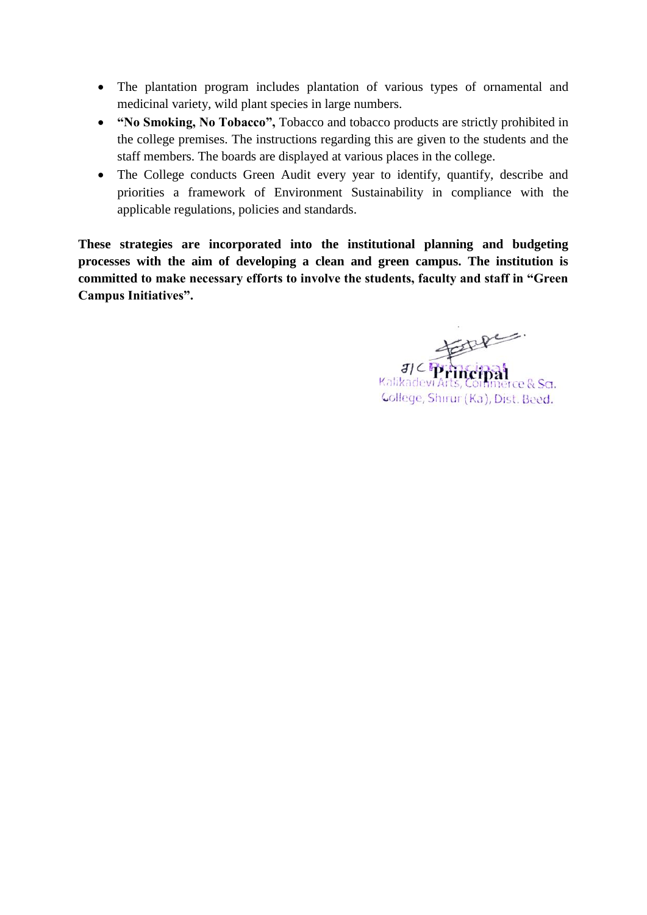- The plantation program includes plantation of various types of ornamental and medicinal variety, wild plant species in large numbers.
- **"No Smoking, No Tobacco",** Tobacco and tobacco products are strictly prohibited in the college premises. The instructions regarding this are given to the students and the staff members. The boards are displayed at various places in the college.
- The College conducts Green Audit every year to identify, quantify, describe and priorities a framework of Environment Sustainability in compliance with the applicable regulations, policies and standards.

**These strategies are incorporated into the institutional planning and budgeting processes with the aim of developing a clean and green campus. The institution is committed to make necessary efforts to involve the students, faculty and staff in "Green Campus Initiatives".**

I/C **Principal**
Kalikadevi Arts, Commerce & Sci.
College, Shirur (Ka), Dist. Beed.